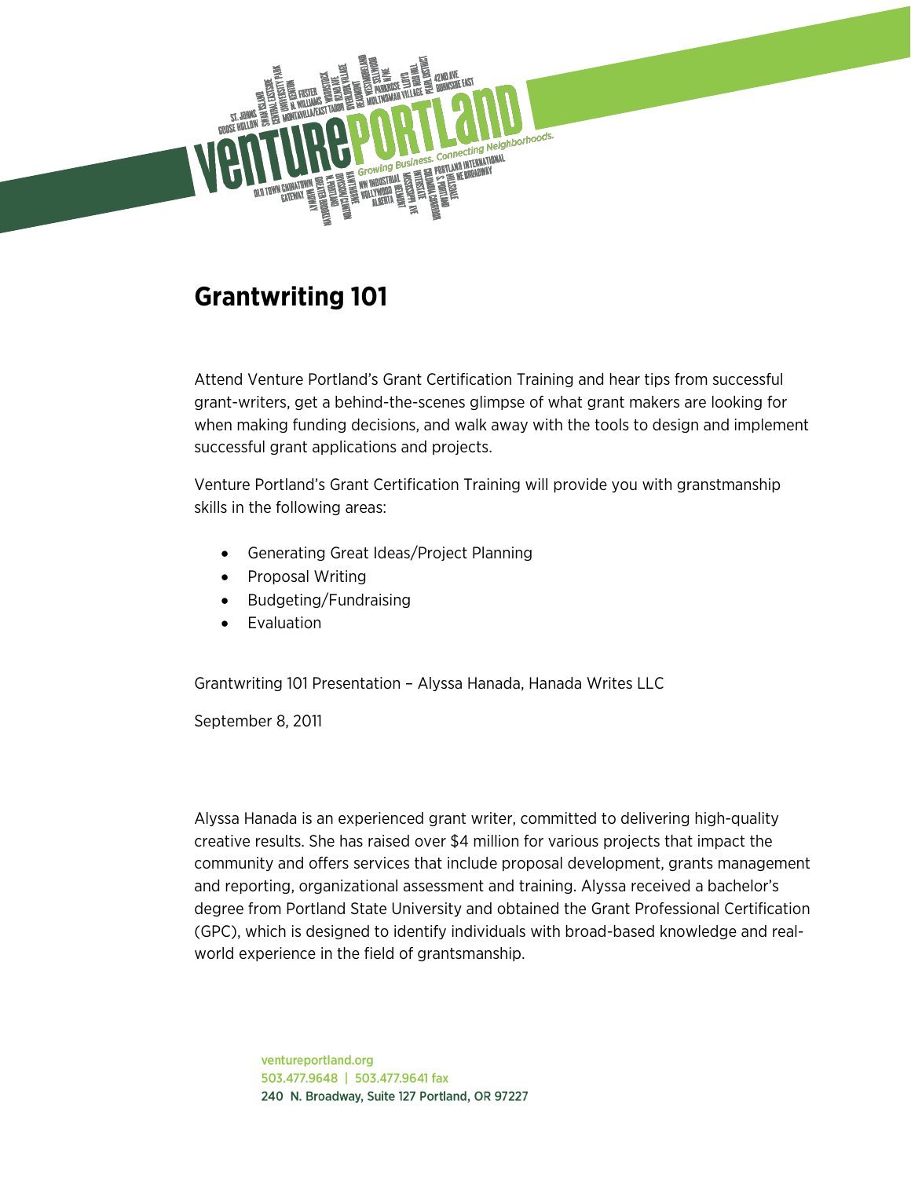# Grantwriting 101

Attend Venture Portland's Grant Certification Training and hear tips from successful grant-writers, get a behind-the-scenes glimpse of what grant makers are looking for when making funding decisions, and walk away with the tools to design and implement successful grant applications and projects.

Venture Portland's Grant Certification Training will provide you with granstmanship skills in the following areas:

- Generating Great Ideas/Project Planning
- Proposal Writing
- Budgeting/Fundraising
- Evaluation

Grantwriting 101 Presentation – Alyssa Hanada, Hanada Writes LLC

September 8, 2011

Alyssa Hanada is an experienced grant writer, committed to delivering high-quality creative results. She has raised over $4 million for various projects that impact the community and offers services that include proposal development, grants management and reporting, organizational assessment and training. Alyssa received a bachelor's degree from Portland State University and obtained the Grant Professional Certification (GPC), which is designed to identify individuals with broad-based knowledge and real-world experience in the field of grantsmanship.

ventureportland.org
503.477.9648 | 503.477.9641 fax
240 N. Broadway, Suite 127 Portland, OR 97227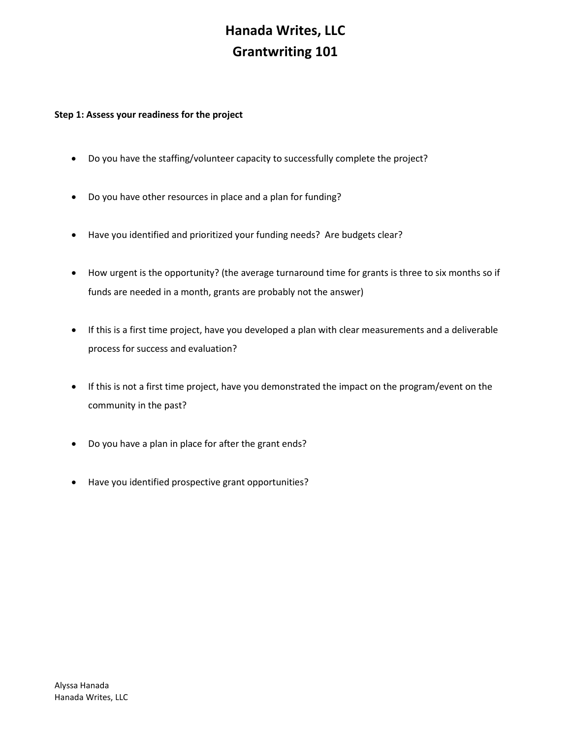# Hanada Writes, LLC
# Grantwriting 101

**Step 1: Assess your readiness for the project**

- Do you have the staffing/volunteer capacity to successfully complete the project?
- Do you have other resources in place and a plan for funding?
- Have you identified and prioritized your funding needs? Are budgets clear?
- How urgent is the opportunity? (the average turnaround time for grants is three to six months so if funds are needed in a month, grants are probably not the answer)
- If this is a first time project, have you developed a plan with clear measurements and a deliverable process for success and evaluation?
- If this is not a first time project, have you demonstrated the impact on the program/event on the community in the past?
- Do you have a plan in place for after the grant ends?
- Have you identified prospective grant opportunities?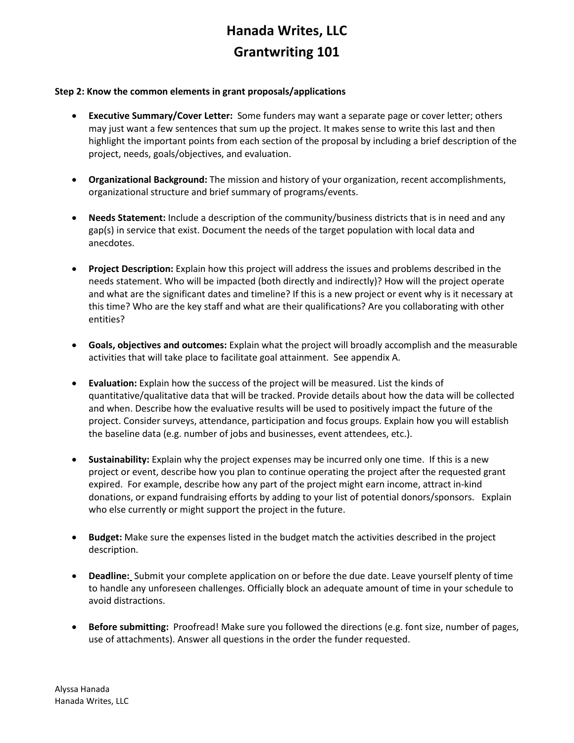# Hanada Writes, LLC
# Grantwriting 101

**Step 2: Know the common elements in grant proposals/applications**

- **Executive Summary/Cover Letter:** Some funders may want a separate page or cover letter; others may just want a few sentences that sum up the project. It makes sense to write this last and then highlight the important points from each section of the proposal by including a brief description of the project, needs, goals/objectives, and evaluation.

- **Organizational Background:** The mission and history of your organization, recent accomplishments, organizational structure and brief summary of programs/events.

- **Needs Statement:** Include a description of the community/business districts that is in need and any gap(s) in service that exist. Document the needs of the target population with local data and anecdotes.

- **Project Description:** Explain how this project will address the issues and problems described in the needs statement. Who will be impacted (both directly and indirectly)? How will the project operate and what are the significant dates and timeline? If this is a new project or event why is it necessary at this time? Who are the key staff and what are their qualifications? Are you collaborating with other entities?

- **Goals, objectives and outcomes:** Explain what the project will broadly accomplish and the measurable activities that will take place to facilitate goal attainment. See appendix A.

- **Evaluation:** Explain how the success of the project will be measured. List the kinds of quantitative/qualitative data that will be tracked. Provide details about how the data will be collected and when. Describe how the evaluative results will be used to positively impact the future of the project. Consider surveys, attendance, participation and focus groups. Explain how you will establish the baseline data (e.g. number of jobs and businesses, event attendees, etc.).

- **Sustainability:** Explain why the project expenses may be incurred only one time. If this is a new project or event, describe how you plan to continue operating the project after the requested grant expired. For example, describe how any part of the project might earn income, attract in-kind donations, or expand fundraising efforts by adding to your list of potential donors/sponsors. Explain who else currently or might support the project in the future.

- **Budget:** Make sure the expenses listed in the budget match the activities described in the project description.

- **Deadline:** Submit your complete application on or before the due date. Leave yourself plenty of time to handle any unforeseen challenges. Officially block an adequate amount of time in your schedule to avoid distractions.

- **Before submitting:** Proofread! Make sure you followed the directions (e.g. font size, number of pages, use of attachments). Answer all questions in the order the funder requested.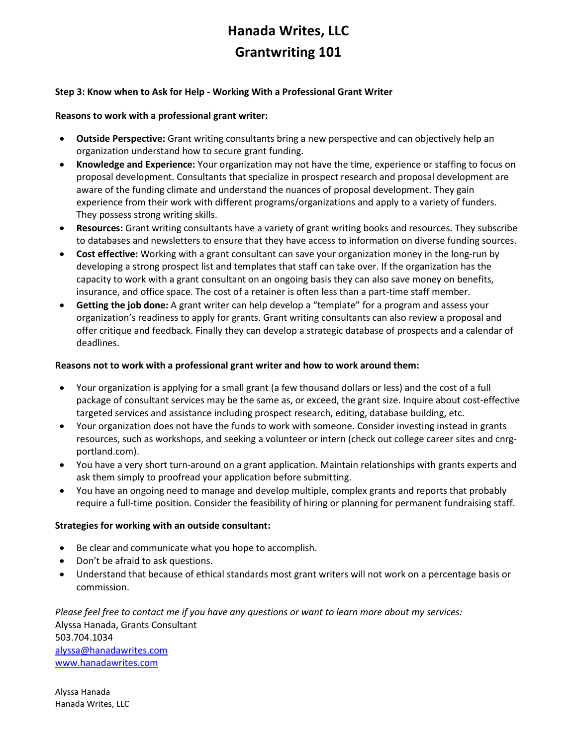# Hanada Writes, LLC
# Grantwriting 101

**Step 3: Know when to Ask for Help - Working With a Professional Grant Writer**

**Reasons to work with a professional grant writer:**

- **Outside Perspective:** Grant writing consultants bring a new perspective and can objectively help an organization understand how to secure grant funding.
- **Knowledge and Experience:** Your organization may not have the time, experience or staffing to focus on proposal development. Consultants that specialize in prospect research and proposal development are aware of the funding climate and understand the nuances of proposal development. They gain experience from their work with different programs/organizations and apply to a variety of funders. They possess strong writing skills.
- **Resources:** Grant writing consultants have a variety of grant writing books and resources. They subscribe to databases and newsletters to ensure that they have access to information on diverse funding sources.
- **Cost effective:** Working with a grant consultant can save your organization money in the long-run by developing a strong prospect list and templates that staff can take over. If the organization has the capacity to work with a grant consultant on an ongoing basis they can also save money on benefits, insurance, and office space. The cost of a retainer is often less than a part-time staff member.
- **Getting the job done:** A grant writer can help develop a "template" for a program and assess your organization's readiness to apply for grants. Grant writing consultants can also review a proposal and offer critique and feedback. Finally they can develop a strategic database of prospects and a calendar of deadlines.

**Reasons not to work with a professional grant writer and how to work around them:**

- Your organization is applying for a small grant (a few thousand dollars or less) and the cost of a full package of consultant services may be the same as, or exceed, the grant size. Inquire about cost-effective targeted services and assistance including prospect research, editing, database building, etc.
- Your organization does not have the funds to work with someone. Consider investing instead in grants resources, such as workshops, and seeking a volunteer or intern (check out college career sites and cnrg-portland.com).
- You have a very short turn-around on a grant application. Maintain relationships with grants experts and ask them simply to proofread your application before submitting.
- You have an ongoing need to manage and develop multiple, complex grants and reports that probably require a full-time position. Consider the feasibility of hiring or planning for permanent fundraising staff.

**Strategies for working with an outside consultant:**

- Be clear and communicate what you hope to accomplish.
- Don't be afraid to ask questions.
- Understand that because of ethical standards most grant writers will not work on a percentage basis or commission.

*Please feel free to contact me if you have any questions or want to learn more about my services:*
Alyssa Hanada, Grants Consultant
503.704.1034
alyssa@hanadawrites.com
www.hanadawrites.com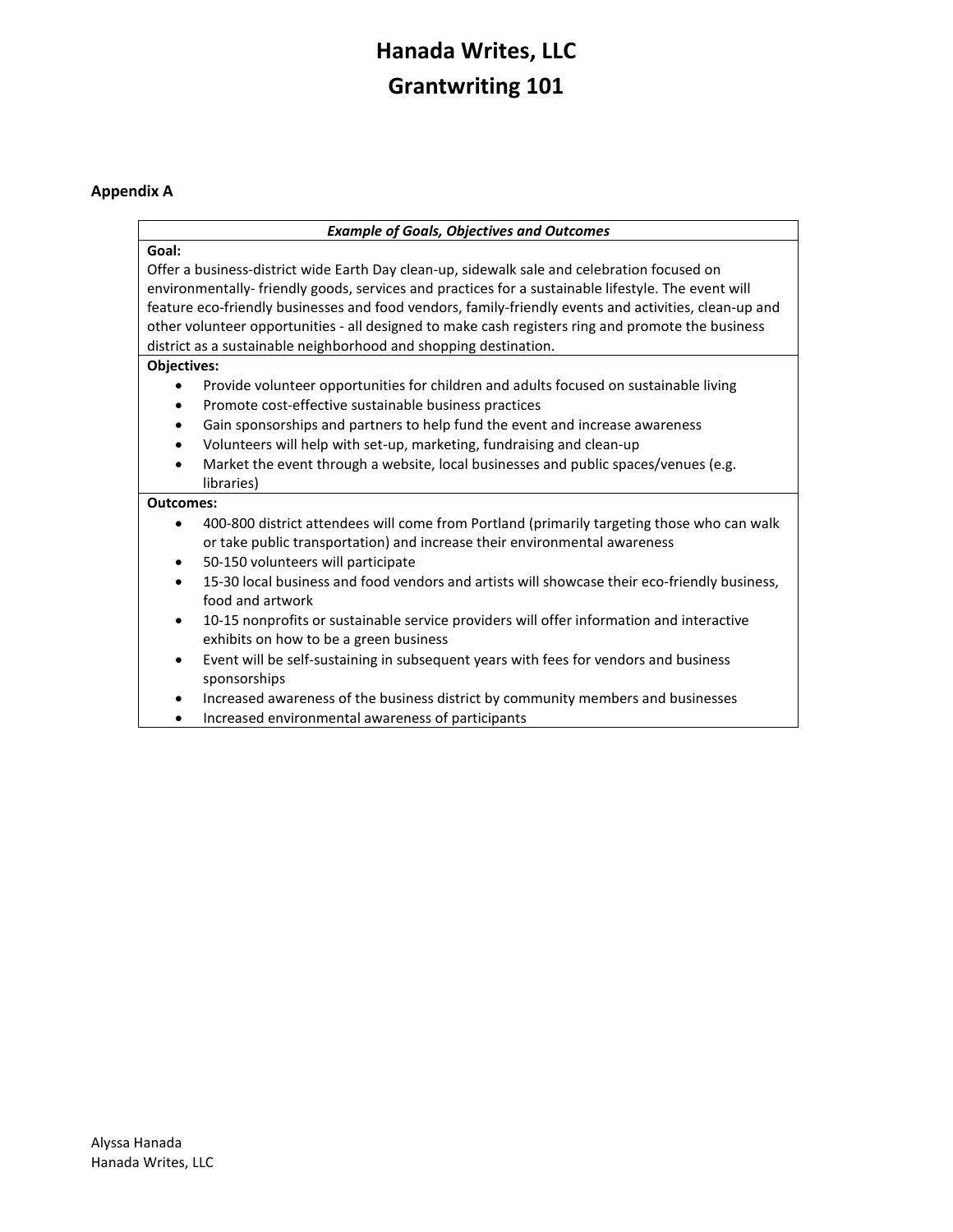# Hanada Writes, LLC
# Grantwriting 101

**Appendix A**

***Example of Goals, Objectives and Outcomes***

**Goal:**

Offer a business-district wide Earth Day clean-up, sidewalk sale and celebration focused on environmentally- friendly goods, services and practices for a sustainable lifestyle. The event will feature eco-friendly businesses and food vendors, family-friendly events and activities, clean-up and other volunteer opportunities - all designed to make cash registers ring and promote the business district as a sustainable neighborhood and shopping destination.

**Objectives:**

- Provide volunteer opportunities for children and adults focused on sustainable living
- Promote cost-effective sustainable business practices
- Gain sponsorships and partners to help fund the event and increase awareness
- Volunteers will help with set-up, marketing, fundraising and clean-up
- Market the event through a website, local businesses and public spaces/venues (e.g. libraries)

**Outcomes:**

- 400-800 district attendees will come from Portland (primarily targeting those who can walk or take public transportation) and increase their environmental awareness
- 50-150 volunteers will participate
- 15-30 local business and food vendors and artists will showcase their eco-friendly business, food and artwork
- 10-15 nonprofits or sustainable service providers will offer information and interactive exhibits on how to be a green business
- Event will be self-sustaining in subsequent years with fees for vendors and business sponsorships
- Increased awareness of the business district by community members and businesses
- Increased environmental awareness of participants

Alyssa Hanada
Hanada Writes, LLC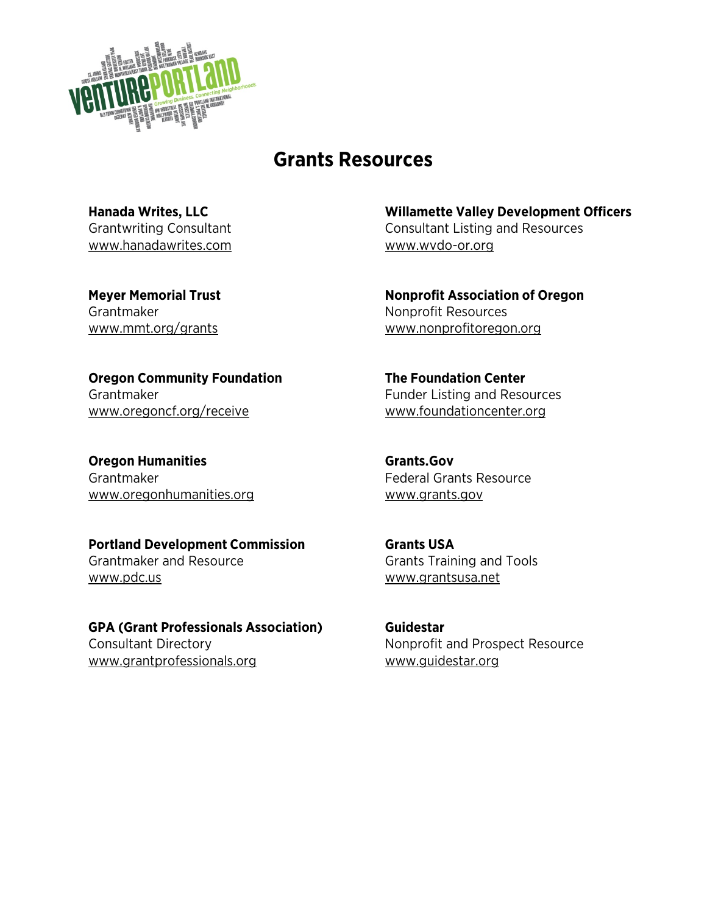# Grants Resources

**Hanada Writes, LLC**
Grantwriting Consultant
www.hanadawrites.com

**Meyer Memorial Trust**
Grantmaker
www.mmt.org/grants

**Oregon Community Foundation**
Grantmaker
www.oregoncf.org/receive

**Oregon Humanities**
Grantmaker
www.oregonhumanities.org

**Portland Development Commission**
Grantmaker and Resource
www.pdc.us

**GPA (Grant Professionals Association)**
Consultant Directory
www.grantprofessionals.org

**Willamette Valley Development Officers**
Consultant Listing and Resources
www.wvdo-or.org

**Nonprofit Association of Oregon**
Nonprofit Resources
www.nonprofitoregon.org

**The Foundation Center**
Funder Listing and Resources
www.foundationcenter.org

**Grants.Gov**
Federal Grants Resource
www.grants.gov

**Grants USA**
Grants Training and Tools
www.grantsusa.net

**Guidestar**
Nonprofit and Prospect Resource
www.guidestar.org